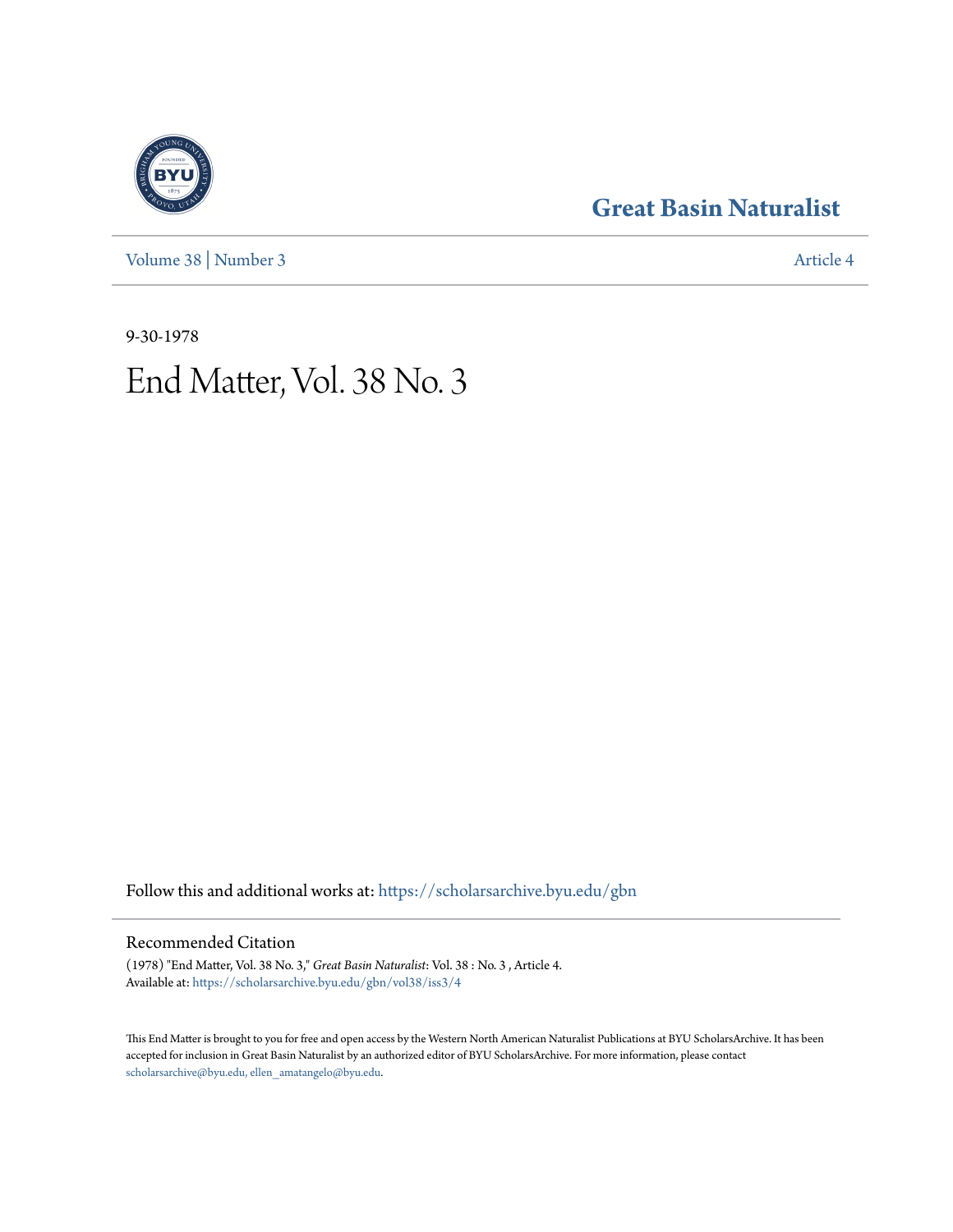# Great Basin Naturalist

Volume 38 | Number 3

Article 4

9-30-1978

# End Matter, Vol. 38 No. 3

Follow this and additional works at: https://scholarsarchive.byu.edu/gbn

## Recommended Citation

(1978) "End Matter, Vol. 38 No. 3," *Great Basin Naturalist*: Vol. 38 : No. 3 , Article 4.
Available at: https://scholarsarchive.byu.edu/gbn/vol38/iss3/4

This End Matter is brought to you for free and open access by the Western North American Naturalist Publications at BYU ScholarsArchive. It has been accepted for inclusion in Great Basin Naturalist by an authorized editor of BYU ScholarsArchive. For more information, please contact scholarsarchive@byu.edu, ellen_amatangelo@byu.edu.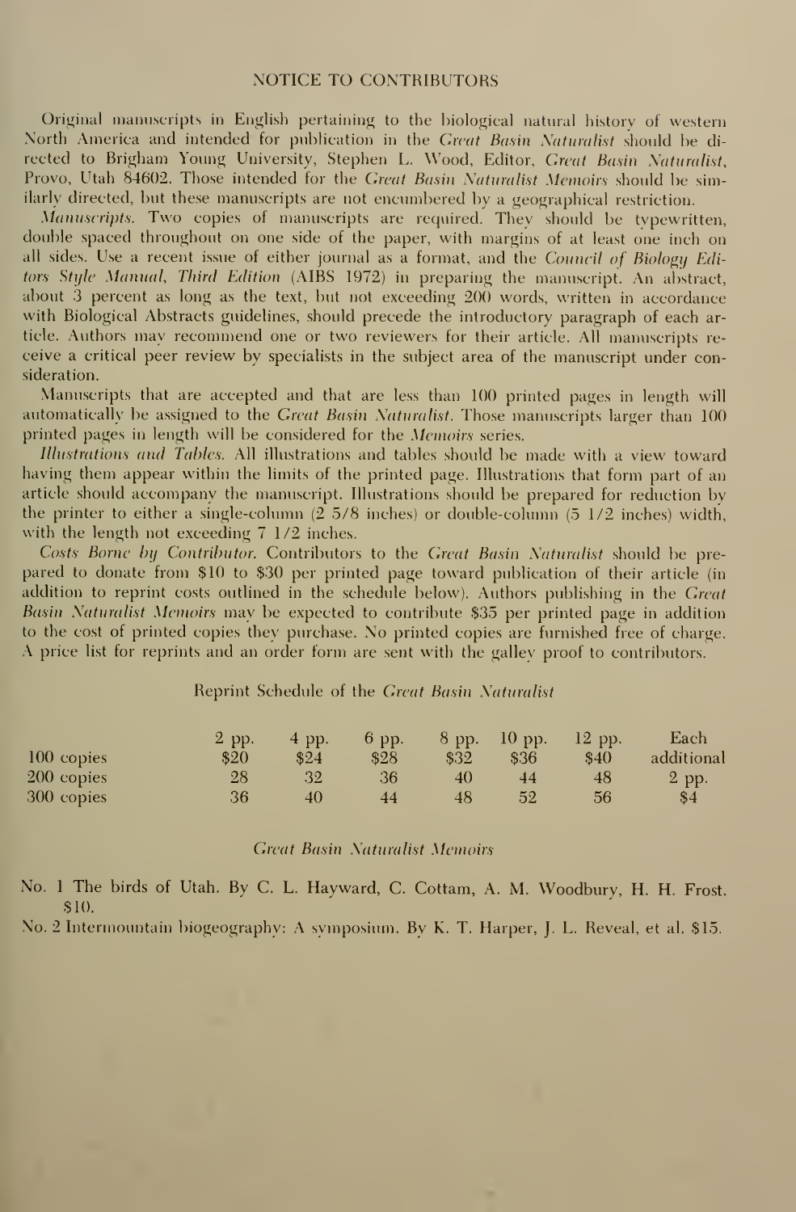## NOTICE TO CONTRIBUTORS

Original manuscripts in English pertaining to the biological natural history of western North America and intended for publication in the *Great Basin Naturalist* should be directed to Brigham Young University, Stephen L. Wood, Editor, *Great Basin Naturalist*, Provo, Utah 84602. Those intended for the *Great Basin Naturalist Memoirs* should be similarly directed, but these manuscripts are not encumbered by a geographical restriction.

*Manuscripts.* Two copies of manuscripts are required. They should be typewritten, double spaced throughout on one side of the paper, with margins of at least one inch on all sides. Use a recent issue of either journal as a format, and the *Council of Biology Editors Style Manual, Third Edition* (AIBS 1972) in preparing the manuscript. An abstract, about 3 percent as long as the text, but not exceeding 200 words, written in accordance with Biological Abstracts guidelines, should precede the introductory paragraph of each article. Authors may recommend one or two reviewers for their article. All manuscripts receive a critical peer review by specialists in the subject area of the manuscript under consideration.

Manuscripts that are accepted and that are less than 100 printed pages in length will automatically be assigned to the *Great Basin Naturalist*. Those manuscripts larger than 100 printed pages in length will be considered for the *Memoirs* series.

*Illustrations and Tables.* All illustrations and tables should be made with a view toward having them appear within the limits of the printed page. Illustrations that form part of an article should accompany the manuscript. Illustrations should be prepared for reduction by the printer to either a single-column (2 5/8 inches) or double-column (5 1/2 inches) width, with the length not exceeding 7 1/2 inches.

*Costs Borne by Contributor.* Contributors to the *Great Basin Naturalist* should be prepared to donate from $10 to $30 per printed page toward publication of their article (in addition to reprint costs outlined in the schedule below). Authors publishing in the *Great Basin Naturalist Memoirs* may be expected to contribute $35 per printed page in addition to the cost of printed copies they purchase. No printed copies are furnished free of charge. A price list for reprints and an order form are sent with the galley proof to contributors.

Reprint Schedule of the *Great Basin Naturalist*

| | 2 pp. | 4 pp. | 6 pp. | 8 pp. | 10 pp. | 12 pp. | Each additional 2 pp. |
|---|---|---|---|---|---|---|---|
| 100 copies | $20 | $24 | $28 | $32 | $36 | $40 | $4 |
| 200 copies | 28 | 32 | 36 | 40 | 44 | 48 | |
| 300 copies | 36 | 40 | 44 | 48 | 52 | 56 | |

*Great Basin Naturalist Memoirs*

No. 1 The birds of Utah. By C. L. Hayward, C. Cottam, A. M. Woodbury, H. H. Frost. $10.

No. 2 Intermountain biogeography: A symposium. By K. T. Harper, J. L. Reveal, et al. $15.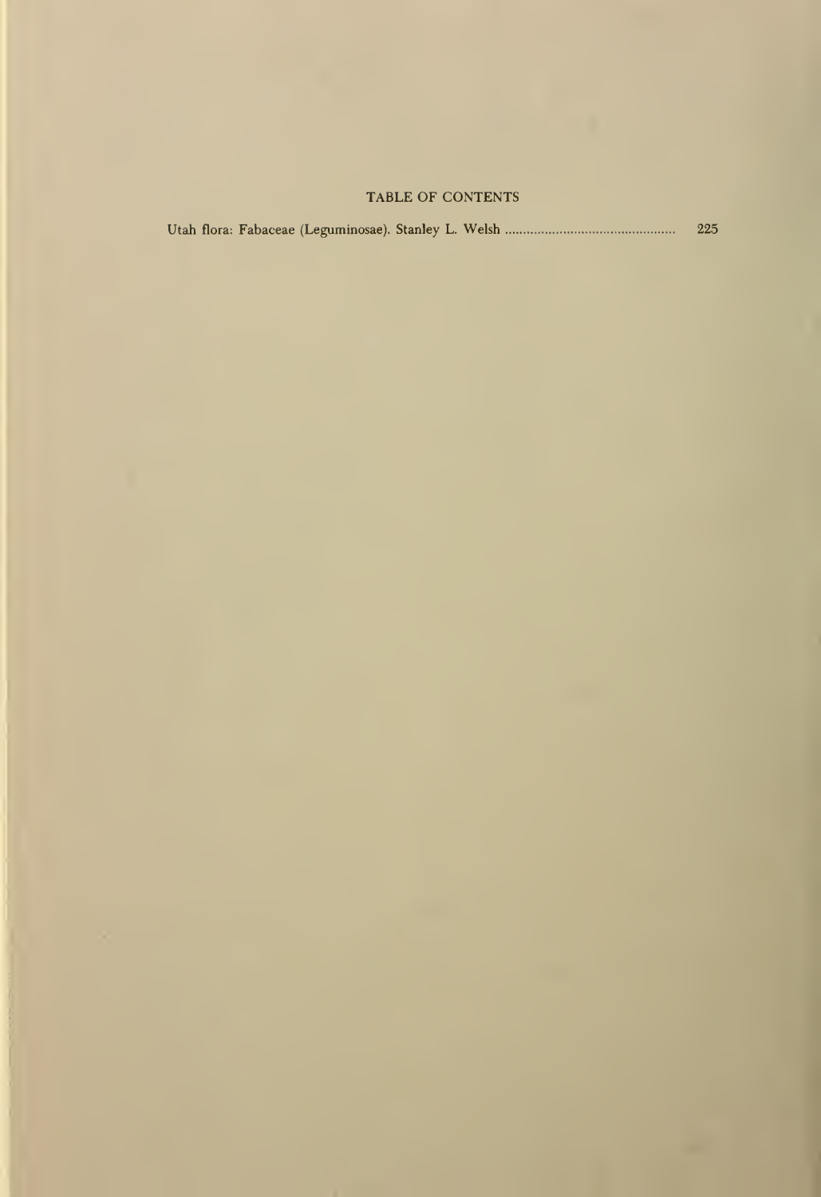## TABLE OF CONTENTS

Utah flora: Fabaceae (Leguminosae). Stanley L. Welsh ............................................. 225